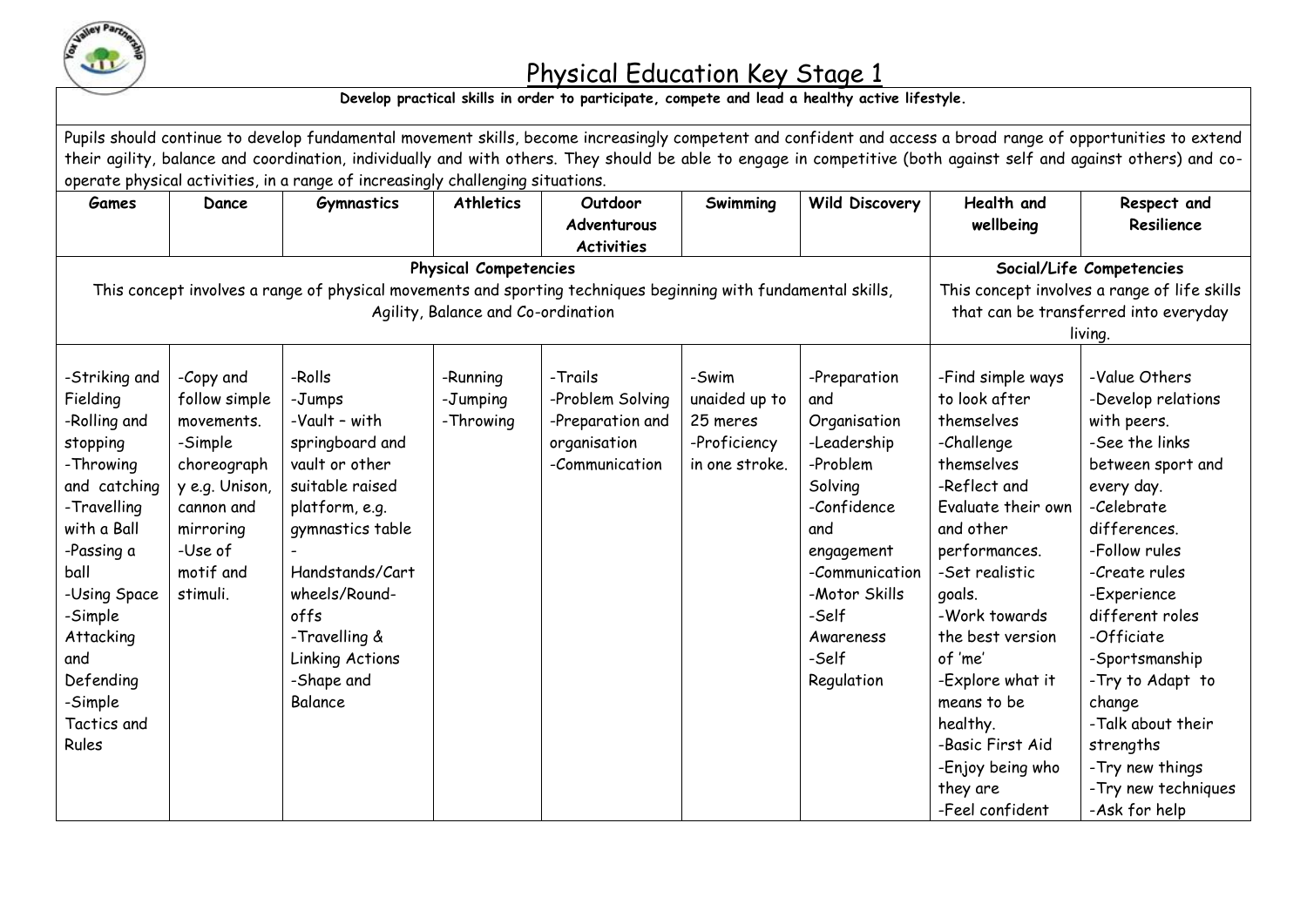# Physical Education Key Stage 1

**Develop practical skills in order to participate, compete and lead a healthy active lifestyle.**

Pupils should continue to develop fundamental movement skills, become increasingly competent and confident and access a broad range of opportunities to extend their agility, balance and coordination, individually and with others. They should be able to engage in competitive (both against self and against others) and co-operate physical activities, in a range of increasingly challenging situations.

| Games | Dance | Gymnastics | Athletics | Outdoor Adventurous Activities | Swimming | Wild Discovery | Health and wellbeing | Respect and Resilience |
|---|---|---|---|---|---|---|---|---|
| **Physical Competencies** This concept involves a range of physical movements and sporting techniques beginning with fundamental skills, Agility, Balance and Co-ordination | | | | | | | **Social/Life Competencies** This concept involves a range of life skills that can be transferred into everyday living. | |
| -Striking and Fielding<br>-Rolling and stopping<br>-Throwing and catching<br>-Travelling with a Ball<br>-Passing a ball<br>-Using Space<br>-Simple Attacking and Defending<br>-Simple Tactics and Rules | -Copy and follow simple movements.<br>-Simple choreography e.g. Unison, cannon and mirroring<br>-Use of motif and stimuli. | -Rolls<br>-Jumps<br>-Vault – with springboard and vault or other suitable raised platform, e.g. gymnastics table<br>-Handstands/Cartwheels/Round-offs<br>-Travelling & Linking Actions<br>-Shape and Balance | -Running<br>-Jumping<br>-Throwing | -Trails<br>-Problem Solving<br>-Preparation and organisation<br>-Communication | -Swim unaided up to 25 meres<br>-Proficiency in one stroke. | -Preparation and Organisation<br>-Leadership<br>-Problem Solving<br>-Confidence and engagement<br>-Communication<br>-Motor Skills<br>-Self Awareness<br>-Self Regulation | -Find simple ways to look after themselves<br>-Challenge themselves<br>-Reflect and Evaluate their own and other performances.<br>-Set realistic goals.<br>-Work towards the best version of 'me'<br>-Explore what it means to be healthy.<br>-Basic First Aid<br>-Enjoy being who they are<br>-Feel confident | -Value Others<br>-Develop relations with peers.<br>-See the links between sport and every day.<br>-Celebrate differences.<br>-Follow rules<br>-Create rules<br>-Experience different roles<br>-Officiate<br>-Sportsmanship<br>-Try to Adapt to change<br>-Talk about their strengths<br>-Try new things<br>-Try new techniques<br>-Ask for help |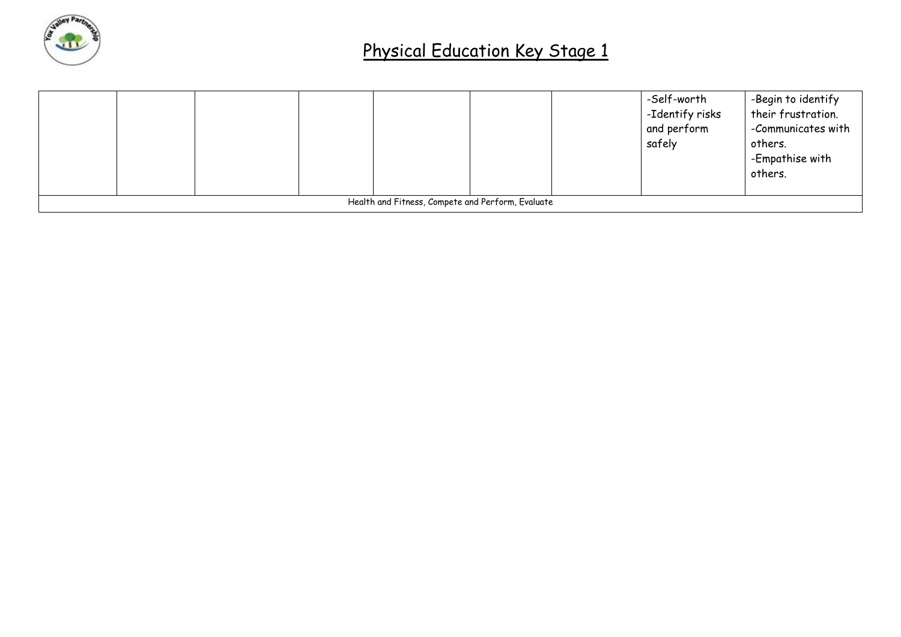# Physical Education Key Stage 1

| | | | | | | | | |
|---|---|---|---|---|---|---|---|---|
| | | | | | | | -Self-worth<br>-Identify risks and perform safely | -Begin to identify their frustration.<br>-Communicates with others.<br>-Empathise with others. |
| Health and Fitness, Compete and Perform, Evaluate | | | | | | | | |